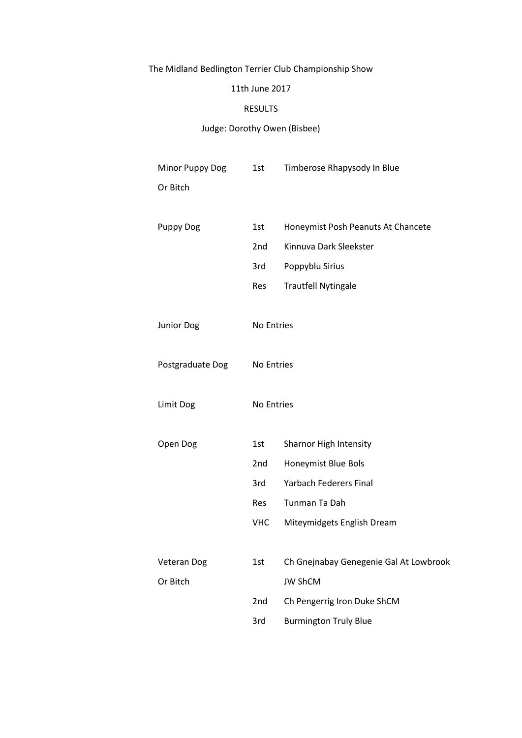The Midland Bedlington Terrier Club Championship Show

11th June 2017

RESULTS

Judge: Dorothy Owen (Bisbee)

| Class | Place | Name |
|---|---|---|
| Minor Puppy Dog Or Bitch | 1st | Timberose Rhapysody In Blue |
| Puppy Dog | 1st | Honeymist Posh Peanuts At Chancete |
| | 2nd | Kinnuva Dark Sleekster |
| | 3rd | Poppyblu Sirius |
| | Res | Trautfell Nytingale |
| Junior Dog | No Entries | |
| Postgraduate Dog | No Entries | |
| Limit Dog | No Entries | |
| Open Dog | 1st | Sharnor High Intensity |
| | 2nd | Honeymist Blue Bols |
| | 3rd | Yarbach Federers Final |
| | Res | Tunman Ta Dah |
| | VHC | Miteymidgets English Dream |
| Veteran Dog Or Bitch | 1st | Ch Gnejnabay Genegenie Gal At Lowbrook JW ShCM |
| | 2nd | Ch Pengerrig Iron Duke ShCM |
| | 3rd | Burmington Truly Blue |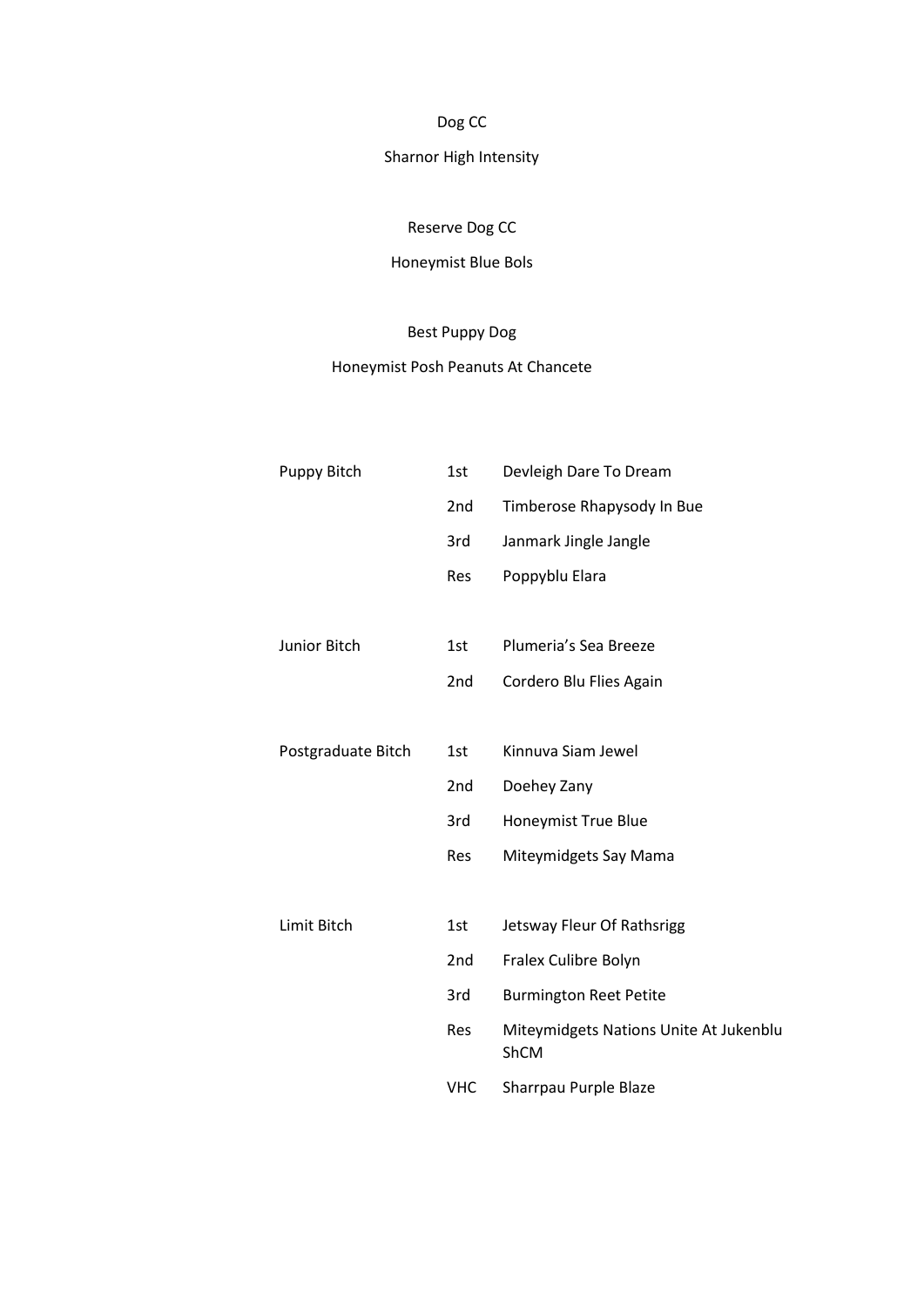Dog CC

Sharnor High Intensity

Reserve Dog CC

Honeymist Blue Bols

Best Puppy Dog

Honeymist Posh Peanuts At Chancete

| Class | Place | Name |
|---|---|---|
| Puppy Bitch | 1st | Devleigh Dare To Dream |
| | 2nd | Timberose Rhapysody In Bue |
| | 3rd | Janmark Jingle Jangle |
| | Res | Poppyblu Elara |
| Junior Bitch | 1st | Plumeria's Sea Breeze |
| | 2nd | Cordero Blu Flies Again |
| Postgraduate Bitch | 1st | Kinnuva Siam Jewel |
| | 2nd | Doehey Zany |
| | 3rd | Honeymist True Blue |
| | Res | Miteymidgets Say Mama |
| Limit Bitch | 1st | Jetsway Fleur Of Rathsrigg |
| | 2nd | Fralex Culibre Bolyn |
| | 3rd | Burmington Reet Petite |
| | Res | Miteymidgets Nations Unite At Jukenblu ShCM |
| | VHC | Sharrpau Purple Blaze |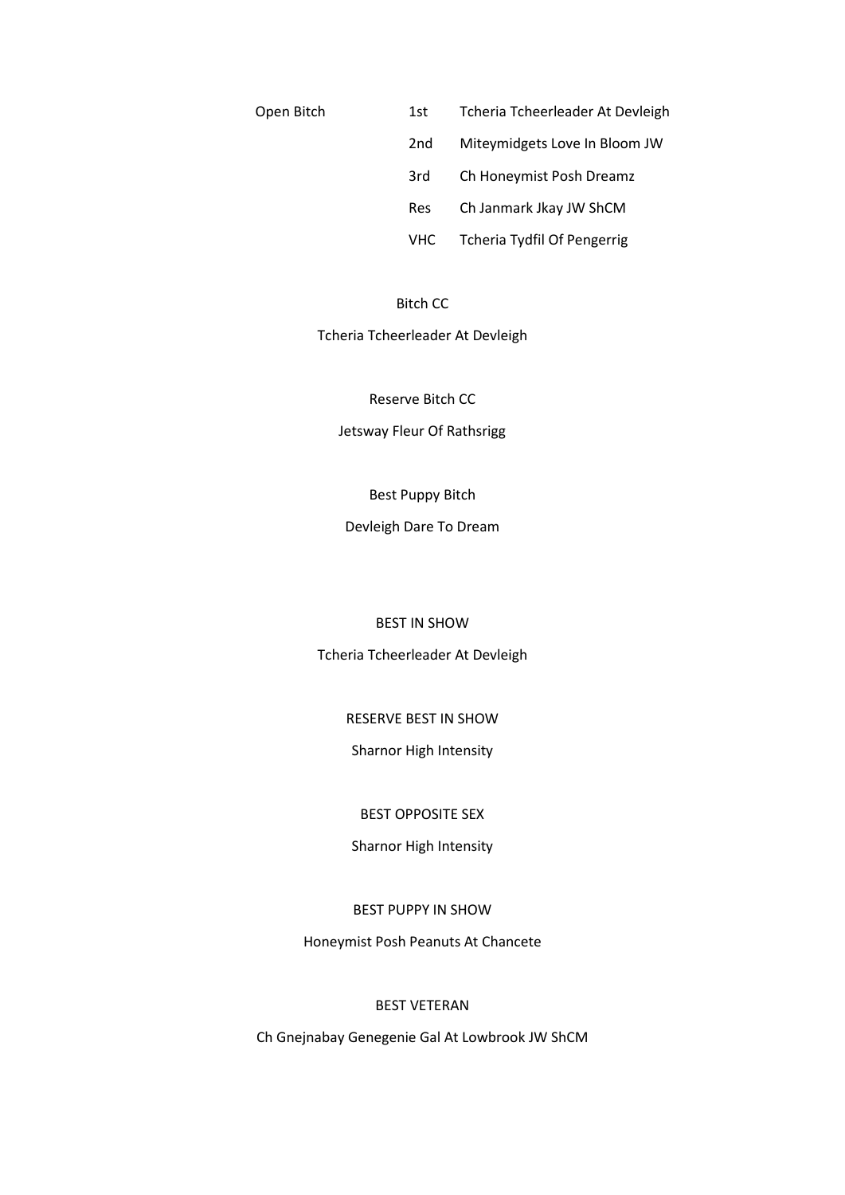| | | |
|---|---|---|
| Open Bitch | 1st | Tcheria Tcheerleader At Devleigh |
| | 2nd | Miteymidgets Love In Bloom JW |
| | 3rd | Ch Honeymist Posh Dreamz |
| | Res | Ch Janmark Jkay JW ShCM |
| | VHC | Tcheria Tydfil Of Pengerrig |

Bitch CC

Tcheria Tcheerleader At Devleigh

Reserve Bitch CC

Jetsway Fleur Of Rathsrigg

Best Puppy Bitch

Devleigh Dare To Dream

BEST IN SHOW

Tcheria Tcheerleader At Devleigh

RESERVE BEST IN SHOW

Sharnor High Intensity

BEST OPPOSITE SEX

Sharnor High Intensity

BEST PUPPY IN SHOW

Honeymist Posh Peanuts At Chancete

BEST VETERAN

Ch Gnejnabay Genegenie Gal At Lowbrook JW ShCM